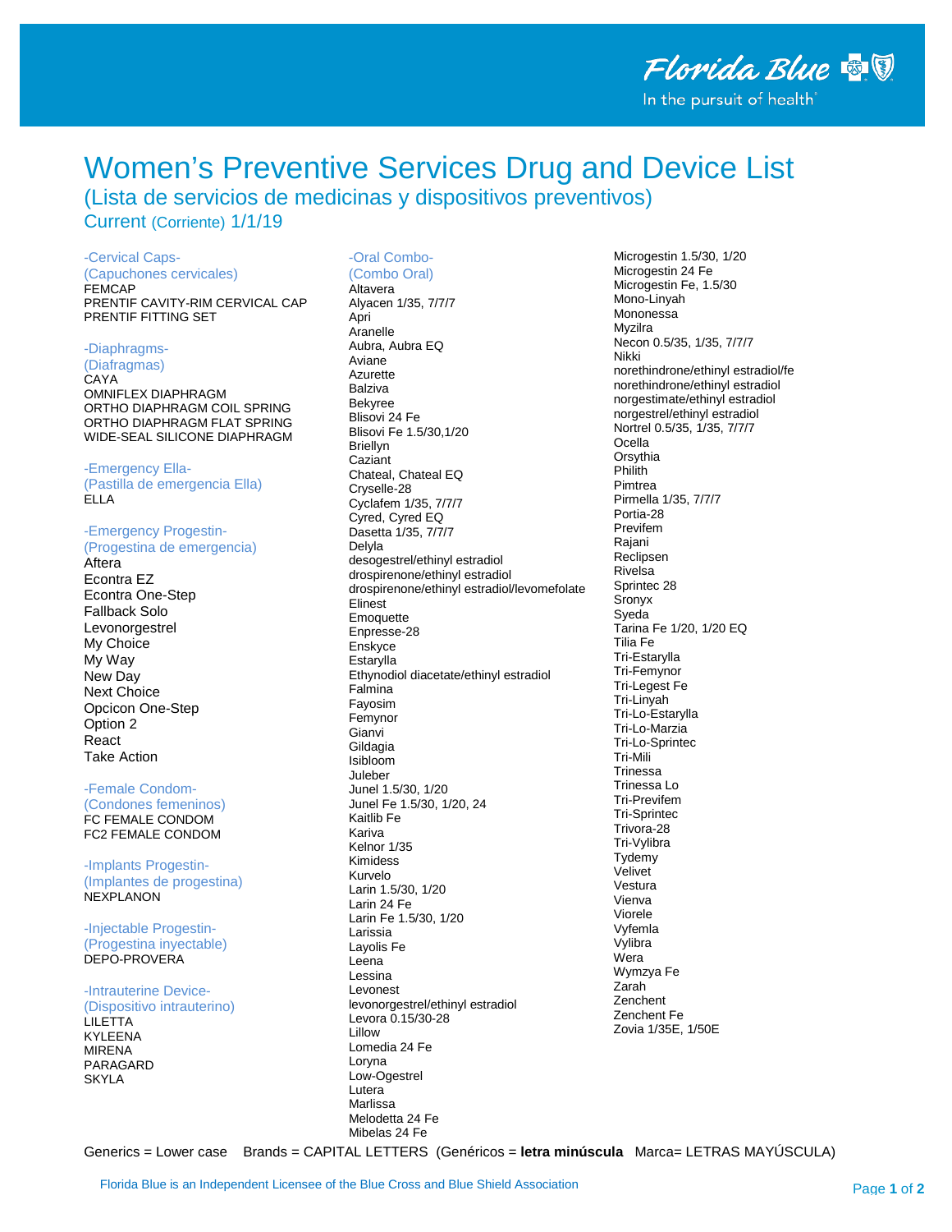# Women's Preventive Services Drug and Device List

## (Lista de servicios de medicinas y dispositivos preventivos)

Current (Corriente) 1/1/19

### -Cervical Caps-
### (Capuchones cervicales)

FEMCAP
PRENTIF CAVITY-RIM CERVICAL CAP
PRENTIF FITTING SET

### -Diaphragms-
### (Diafragmas)

CAYA
OMNIFLEX DIAPHRAGM
ORTHO DIAPHRAGM COIL SPRING
ORTHO DIAPHRAGM FLAT SPRING
WIDE-SEAL SILICONE DIAPHRAGM

### -Emergency Ella-
### (Pastilla de emergencia Ella)

ELLA

### -Emergency Progestin-
### (Progestina de emergencia)

Aftera
Econtra EZ
Econtra One-Step
Fallback Solo
Levonorgestrel
My Choice
My Way
New Day
Next Choice
Opcicon One-Step
Option 2
React
Take Action

### -Female Condom-
### (Condones femeninos)

FC FEMALE CONDOM
FC2 FEMALE CONDOM

### -Implants Progestin-
### (Implantes de progestina)

NEXPLANON

### -Injectable Progestin-
### (Progestina inyectable)

DEPO-PROVERA

### -Intrauterine Device-
### (Dispositivo intrauterino)

LILETTA
KYLEENA
MIRENA
PARAGARD
SKYLA

### -Oral Combo-
### (Combo Oral)

Altavera
Alyacen 1/35, 7/7/7
Apri
Aranelle
Aubra, Aubra EQ
Aviane
Azurette
Balziva
Bekyree
Blisovi 24 Fe
Blisovi Fe 1.5/30,1/20
Briellyn
Caziant
Chateal, Chateal EQ
Cryselle-28
Cyclafem 1/35, 7/7/7
Cyred, Cyred EQ
Dasetta 1/35, 7/7/7
Delyla
desogestrel/ethinyl estradiol
drospirenone/ethinyl estradiol
drospirenone/ethinyl estradiol/levomefolate
Elinest
Emoquette
Enpresse-28
Enskyce
Estarylla
Ethynodiol diacetate/ethinyl estradiol
Falmina
Fayosim
Femynor
Gianvi
Gildagia
Isibloom
Juleber
Junel 1.5/30, 1/20
Junel Fe 1.5/30, 1/20, 24
Kaitlib Fe
Kariva
Kelnor 1/35
Kimidess
Kurvelo
Larin 1.5/30, 1/20
Larin 24 Fe
Larin Fe 1.5/30, 1/20
Larissia
Layolis Fe
Leena
Lessina
Levonest
levonorgestrel/ethinyl estradiol
Levora 0.15/30-28
Lillow
Lomedia 24 Fe
Loryna
Low-Ogestrel
Lutera
Marlissa
Melodetta 24 Fe
Mibelas 24 Fe
Microgestin 1.5/30, 1/20
Microgestin 24 Fe
Microgestin Fe, 1.5/30
Mono-Linyah
Mononessa
Myzilra
Necon 0.5/35, 1/35, 7/7/7
Nikki
norethindrone/ethinyl estradiol/fe
norethindrone/ethinyl estradiol
norgestimate/ethinyl estradiol
norgestrel/ethinyl estradiol
Nortrel 0.5/35, 1/35, 7/7/7
Ocella
Orsythia
Philith
Pimtrea
Pirmella 1/35, 7/7/7
Portia-28
Previfem
Rajani
Reclipsen
Rivelsa
Sprintec 28
Sronyx
Syeda
Tarina Fe 1/20, 1/20 EQ
Tilia Fe
Tri-Estarylla
Tri-Femynor
Tri-Legest Fe
Tri-Linyah
Tri-Lo-Estarylla
Tri-Lo-Marzia
Tri-Lo-Sprintec
Tri-Mili
Trinessa
Trinessa Lo
Tri-Previfem
Tri-Sprintec
Trivora-28
Tri-Vylibra
Tydemy
Velivet
Vestura
Vienva
Viorele
Vyfemla
Vylibra
Wera
Wymzya Fe
Zarah
Zenchent
Zenchent Fe
Zovia 1/35E, 1/50E

Generics = Lower case Brands = CAPITAL LETTERS (Genéricos = **letra minúscula** Marca= LETRAS MAYÚSCULA)

Florida Blue is an Independent Licensee of the Blue Cross and Blue Shield Association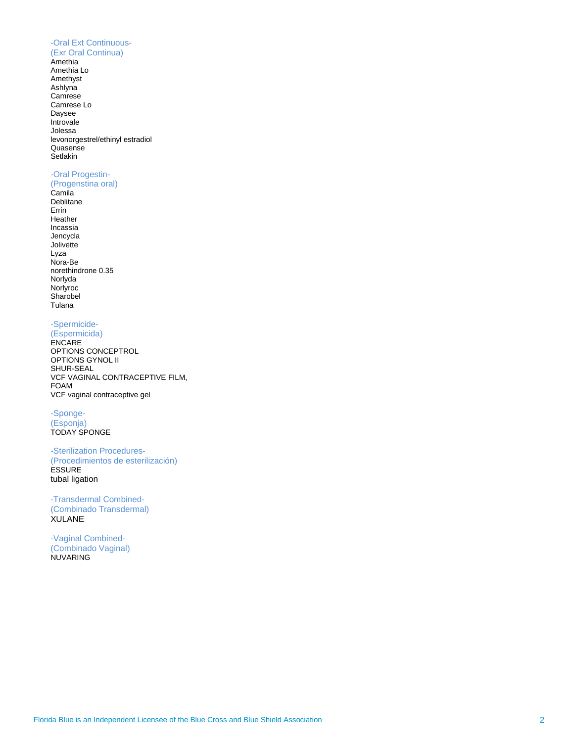-Oral Ext Continuous-
(Exr Oral Continua)

Amethia
Amethia Lo
Amethyst
Ashlyna
Camrese
Camrese Lo
Daysee
Introvale
Jolessa
levonorgestrel/ethinyl estradiol
Quasense
Setlakin

-Oral Progestin-
(Progenstina oral)

Camila
Deblitane
Errin
Heather
Incassia
Jencycla
Jolivette
Lyza
Nora-Be
norethindrone 0.35
Norlyda
Norlyroc
Sharobel
Tulana

-Spermicide-
(Espermicida)

ENCARE
OPTIONS CONCEPTROL
OPTIONS GYNOL II
SHUR-SEAL
VCF VAGINAL CONTRACEPTIVE FILM, FOAM
VCF vaginal contraceptive gel

-Sponge-
(Esponja)

TODAY SPONGE

-Sterilization Procedures-
(Procedimientos de esterilización)

ESSURE
tubal ligation

-Transdermal Combined-
(Combinado Transdermal)

XULANE

-Vaginal Combined-
(Combinado Vaginal)

NUVARING

Florida Blue is an Independent Licensee of the Blue Cross and Blue Shield Association